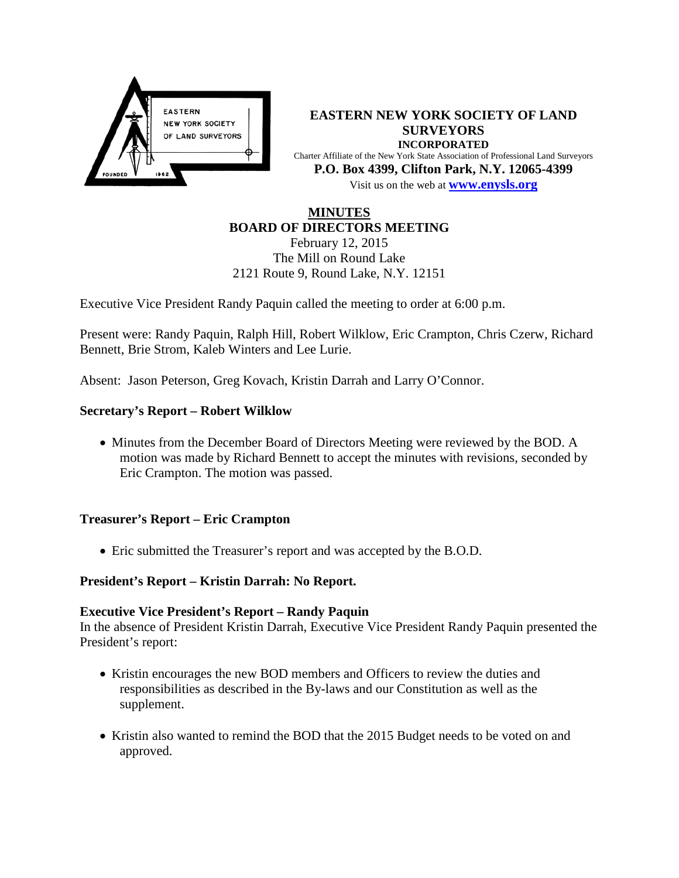**EASTERN NEW YORK SOCIETY OF LAND SURVEYORS**
**INCORPORATED**
Charter Affiliate of the New York State Association of Professional Land Surveyors
**P.O. Box 4399, Clifton Park, N.Y. 12065-4399**
Visit us on the web at **www.enysls.org**

# MINUTES
## BOARD OF DIRECTORS MEETING

February 12, 2015
The Mill on Round Lake
2121 Route 9, Round Lake, N.Y. 12151

Executive Vice President Randy Paquin called the meeting to order at 6:00 p.m.

Present were: Randy Paquin, Ralph Hill, Robert Wilklow, Eric Crampton, Chris Czerw, Richard Bennett, Brie Strom, Kaleb Winters and Lee Lurie.

Absent: Jason Peterson, Greg Kovach, Kristin Darrah and Larry O'Connor.

### Secretary's Report – Robert Wilklow

- Minutes from the December Board of Directors Meeting were reviewed by the BOD. A motion was made by Richard Bennett to accept the minutes with revisions, seconded by Eric Crampton. The motion was passed.

### Treasurer's Report – Eric Crampton

- Eric submitted the Treasurer's report and was accepted by the B.O.D.

### President's Report – Kristin Darrah: No Report.

### Executive Vice President's Report – Randy Paquin

In the absence of President Kristin Darrah, Executive Vice President Randy Paquin presented the President's report:

- Kristin encourages the new BOD members and Officers to review the duties and responsibilities as described in the By-laws and our Constitution as well as the supplement.
- Kristin also wanted to remind the BOD that the 2015 Budget needs to be voted on and approved.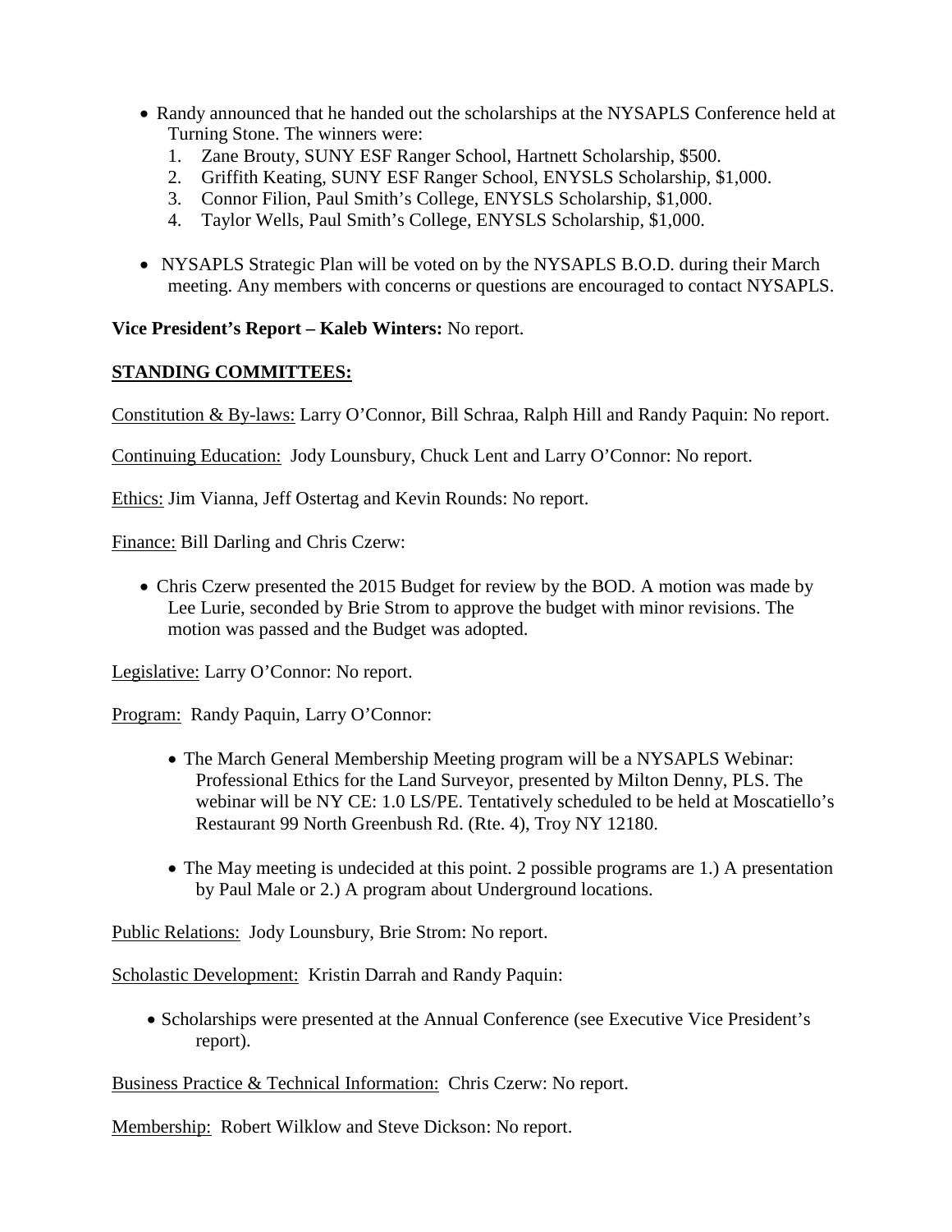- Randy announced that he handed out the scholarships at the NYSAPLS Conference held at Turning Stone. The winners were:
  1. Zane Brouty, SUNY ESF Ranger School, Hartnett Scholarship, $500.
  2. Griffith Keating, SUNY ESF Ranger School, ENYSLS Scholarship, $1,000.
  3. Connor Filion, Paul Smith's College, ENYSLS Scholarship, $1,000.
  4. Taylor Wells, Paul Smith's College, ENYSLS Scholarship, $1,000.

- NYSAPLS Strategic Plan will be voted on by the NYSAPLS B.O.D. during their March meeting. Any members with concerns or questions are encouraged to contact NYSAPLS.

**Vice President's Report – Kaleb Winters:** No report.

**STANDING COMMITTEES:**

Constitution & By-laws: Larry O'Connor, Bill Schraa, Ralph Hill and Randy Paquin: No report.

Continuing Education: Jody Lounsbury, Chuck Lent and Larry O'Connor: No report.

Ethics: Jim Vianna, Jeff Ostertag and Kevin Rounds: No report.

Finance: Bill Darling and Chris Czerw:

- Chris Czerw presented the 2015 Budget for review by the BOD. A motion was made by Lee Lurie, seconded by Brie Strom to approve the budget with minor revisions. The motion was passed and the Budget was adopted.

Legislative: Larry O'Connor: No report.

Program: Randy Paquin, Larry O'Connor:

- The March General Membership Meeting program will be a NYSAPLS Webinar: Professional Ethics for the Land Surveyor, presented by Milton Denny, PLS. The webinar will be NY CE: 1.0 LS/PE. Tentatively scheduled to be held at Moscatiello's Restaurant 99 North Greenbush Rd. (Rte. 4), Troy NY 12180.

- The May meeting is undecided at this point. 2 possible programs are 1.) A presentation by Paul Male or 2.) A program about Underground locations.

Public Relations: Jody Lounsbury, Brie Strom: No report.

Scholastic Development: Kristin Darrah and Randy Paquin:

- Scholarships were presented at the Annual Conference (see Executive Vice President's report).

Business Practice & Technical Information: Chris Czerw: No report.

Membership: Robert Wilklow and Steve Dickson: No report.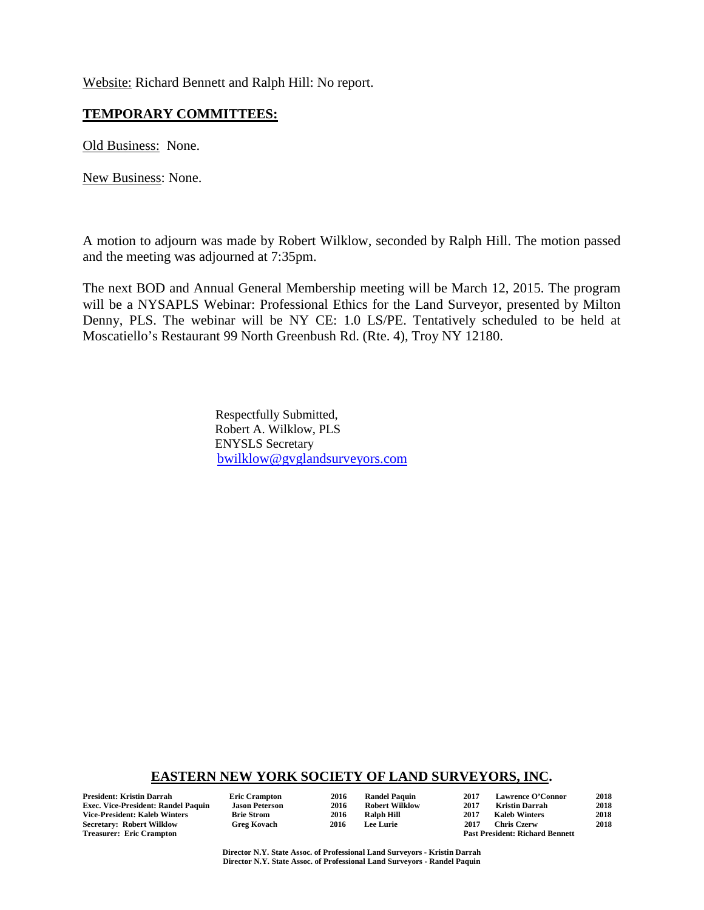Website: Richard Bennett and Ralph Hill: No report.

**TEMPORARY COMMITTEES:**

Old Business: None.

New Business: None.

A motion to adjourn was made by Robert Wilklow, seconded by Ralph Hill. The motion passed and the meeting was adjourned at 7:35pm.

The next BOD and Annual General Membership meeting will be March 12, 2015. The program will be a NYSAPLS Webinar: Professional Ethics for the Land Surveyor, presented by Milton Denny, PLS. The webinar will be NY CE: 1.0 LS/PE. Tentatively scheduled to be held at Moscatiello's Restaurant 99 North Greenbush Rd. (Rte. 4), Troy NY 12180.

Respectfully Submitted,
Robert A. Wilklow, PLS
ENYSLS Secretary
bwilklow@gvglandsurveyors.com

## EASTERN NEW YORK SOCIETY OF LAND SURVEYORS, INC.

| | | | | | | |
|---|---|---|---|---|---|---|
| **President: Kristin Darrah** | **Eric Crampton** | **2016** | **Randel Paquin** | **2017** | **Lawrence O'Connor** | **2018** |
| **Exec. Vice-President: Randel Paquin** | **Jason Peterson** | **2016** | **Robert Wilklow** | **2017** | **Kristin Darrah** | **2018** |
| **Vice-President: Kaleb Winters** | **Brie Strom** | **2016** | **Ralph Hill** | **2017** | **Kaleb Winters** | **2018** |
| **Secretary: Robert Wilklow** | **Greg Kovach** | **2016** | **Lee Lurie** | **2017** | **Chris Czerw** | **2018** |
| **Treasurer: Eric Crampton** | | | | **Past President: Richard Bennett** | | |

**Director N.Y. State Assoc. of Professional Land Surveyors - Kristin Darrah**
**Director N.Y. State Assoc. of Professional Land Surveyors - Randel Paquin**